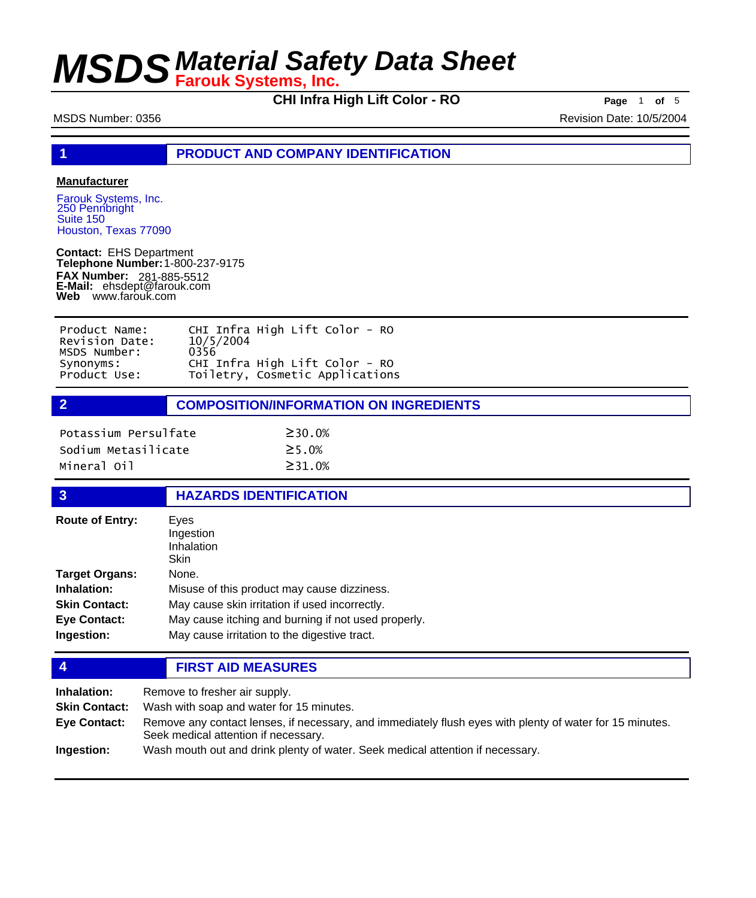# MSDS Material Safety Data Sheet
**Farouk Systems, Inc.**

**CHI Infra High Lift Color - RO**

MSDS Number: 0356 — Revision Date: 10/5/2004

## 1 PRODUCT AND COMPANY IDENTIFICATION

**Manufacturer**

Farouk Systems, Inc.
250 Pennbright
Suite 150
Houston, Texas 77090

**Contact:** EHS Department
**Telephone Number:** 1-800-237-9175
**FAX Number:** 281-885-5512
**E-Mail:** ehsdept@farouk.com
**Web** www.farouk.com

| | |
|---|---|
| Product Name: | CHI Infra High Lift Color - RO |
| Revision Date: | 10/5/2004 |
| MSDS Number: | 0356 |
| Synonyms: | CHI Infra High Lift Color - RO |
| Product Use: | Toiletry, Cosmetic Applications |

## 2 COMPOSITION/INFORMATION ON INGREDIENTS

| | |
|---|---|
| Potassium Persulfate | ≥30.0% |
| Sodium Metasilicate | ≥5.0% |
| Mineral Oil | ≥31.0% |

## 3 HAZARDS IDENTIFICATION

**Route of Entry:** Eyes, Ingestion, Inhalation, Skin

**Target Organs:** None.

**Inhalation:** Misuse of this product may cause dizziness.

**Skin Contact:** May cause skin irritation if used incorrectly.

**Eye Contact:** May cause itching and burning if not used properly.

**Ingestion:** May cause irritation to the digestive tract.

## 4 FIRST AID MEASURES

**Inhalation:** Remove to fresher air supply.

**Skin Contact:** Wash with soap and water for 15 minutes.

**Eye Contact:** Remove any contact lenses, if necessary, and immediately flush eyes with plenty of water for 15 minutes. Seek medical attention if necessary.

**Ingestion:** Wash mouth out and drink plenty of water. Seek medical attention if necessary.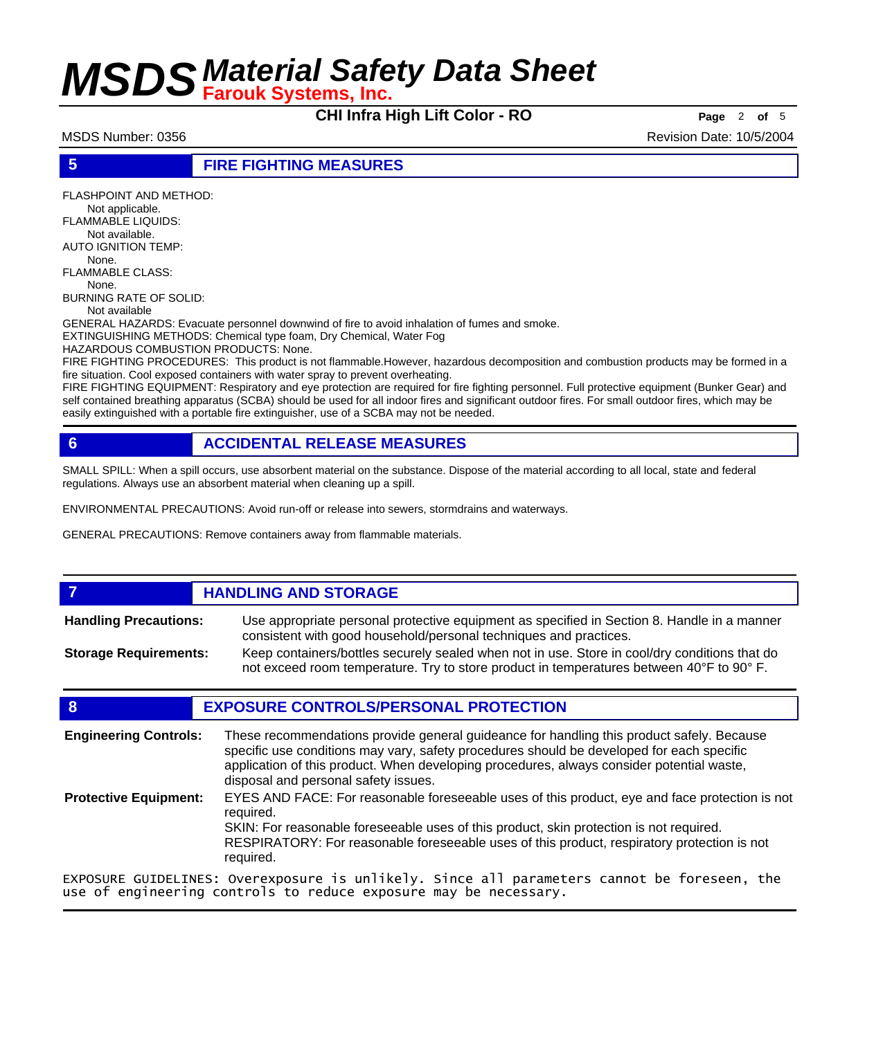## 5 FIRE FIGHTING MEASURES

FLASHPOINT AND METHOD:
Not applicable.
FLAMMABLE LIQUIDS:
Not available.
AUTO IGNITION TEMP:
None.
FLAMMABLE CLASS:
None.
BURNING RATE OF SOLID:
Not available
GENERAL HAZARDS: Evacuate personnel downwind of fire to avoid inhalation of fumes and smoke.
EXTINGUISHING METHODS: Chemical type foam, Dry Chemical, Water Fog
HAZARDOUS COMBUSTION PRODUCTS: None.
FIRE FIGHTING PROCEDURES: This product is not flammable.However, hazardous decomposition and combustion products may be formed in a fire situation. Cool exposed containers with water spray to prevent overheating.
FIRE FIGHTING EQUIPMENT: Respiratory and eye protection are required for fire fighting personnel. Full protective equipment (Bunker Gear) and self contained breathing apparatus (SCBA) should be used for all indoor fires and significant outdoor fires. For small outdoor fires, which may be easily extinguished with a portable fire extinguisher, use of a SCBA may not be needed.

## 6 ACCIDENTAL RELEASE MEASURES

SMALL SPILL: When a spill occurs, use absorbent material on the substance. Dispose of the material according to all local, state and federal regulations. Always use an absorbent material when cleaning up a spill.

ENVIRONMENTAL PRECAUTIONS: Avoid run-off or release into sewers, stormdrains and waterways.

GENERAL PRECAUTIONS: Remove containers away from flammable materials.

## 7 HANDLING AND STORAGE

**Handling Precautions:** Use appropriate personal protective equipment as specified in Section 8. Handle in a manner consistent with good household/personal techniques and practices.

**Storage Requirements:** Keep containers/bottles securely sealed when not in use. Store in cool/dry conditions that do not exceed room temperature. Try to store product in temperatures between 40°F to 90° F.

## 8 EXPOSURE CONTROLS/PERSONAL PROTECTION

**Engineering Controls:** These recommendations provide general guideance for handling this product safely. Because specific use conditions may vary, safety procedures should be developed for each specific application of this product. When developing procedures, always consider potential waste, disposal and personal safety issues.

**Protective Equipment:** EYES AND FACE: For reasonable foreseeable uses of this product, eye and face protection is not required.
SKIN: For reasonable foreseeable uses of this product, skin protection is not required.
RESPIRATORY: For reasonable foreseeable uses of this product, respiratory protection is not required.

EXPOSURE GUIDELINES: Overexposure is unlikely. Since all parameters cannot be foreseen, the use of engineering controls to reduce exposure may be necessary.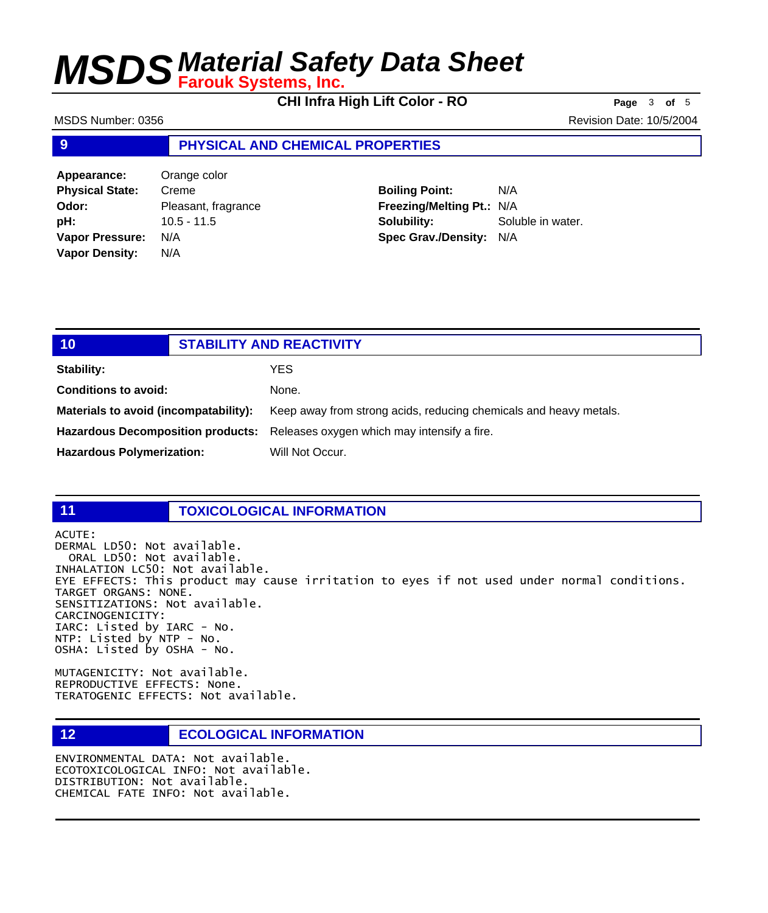## 9 PHYSICAL AND CHEMICAL PROPERTIES

| | | | |
|---|---|---|---|
| **Appearance:** | Orange color | | |
| **Physical State:** | Creme | **Boiling Point:** | N/A |
| **Odor:** | Pleasant, fragrance | **Freezing/Melting Pt.:** | N/A |
| **pH:** | 10.5 - 11.5 | **Solubility:** | Soluble in water. |
| **Vapor Pressure:** | N/A | **Spec Grav./Density:** | N/A |
| **Vapor Density:** | N/A | | |

## 10 STABILITY AND REACTIVITY

**Stability:** YES

**Conditions to avoid:** None.

**Materials to avoid (incompatability):** Keep away from strong acids, reducing chemicals and heavy metals.

**Hazardous Decomposition products:** Releases oxygen which may intensify a fire.

**Hazardous Polymerization:** Will Not Occur.

## 11 TOXICOLOGICAL INFORMATION

ACUTE:
DERMAL LD50: Not available.
ORAL LD50: Not available.
INHALATION LC50: Not available.
EYE EFFECTS: This product may cause irritation to eyes if not used under normal conditions.
TARGET ORGANS: NONE.
SENSITIZATIONS: Not available.
CARCINOGENICITY:
IARC: Listed by IARC - No.
NTP: Listed by NTP - No.
OSHA: Listed by OSHA - No.

MUTAGENICITY: Not available.
REPRODUCTIVE EFFECTS: None.
TERATOGENIC EFFECTS: Not available.

## 12 ECOLOGICAL INFORMATION

ENVIRONMENTAL DATA: Not available.
ECOTOXICOLOGICAL INFO: Not available.
DISTRIBUTION: Not available.
CHEMICAL FATE INFO: Not available.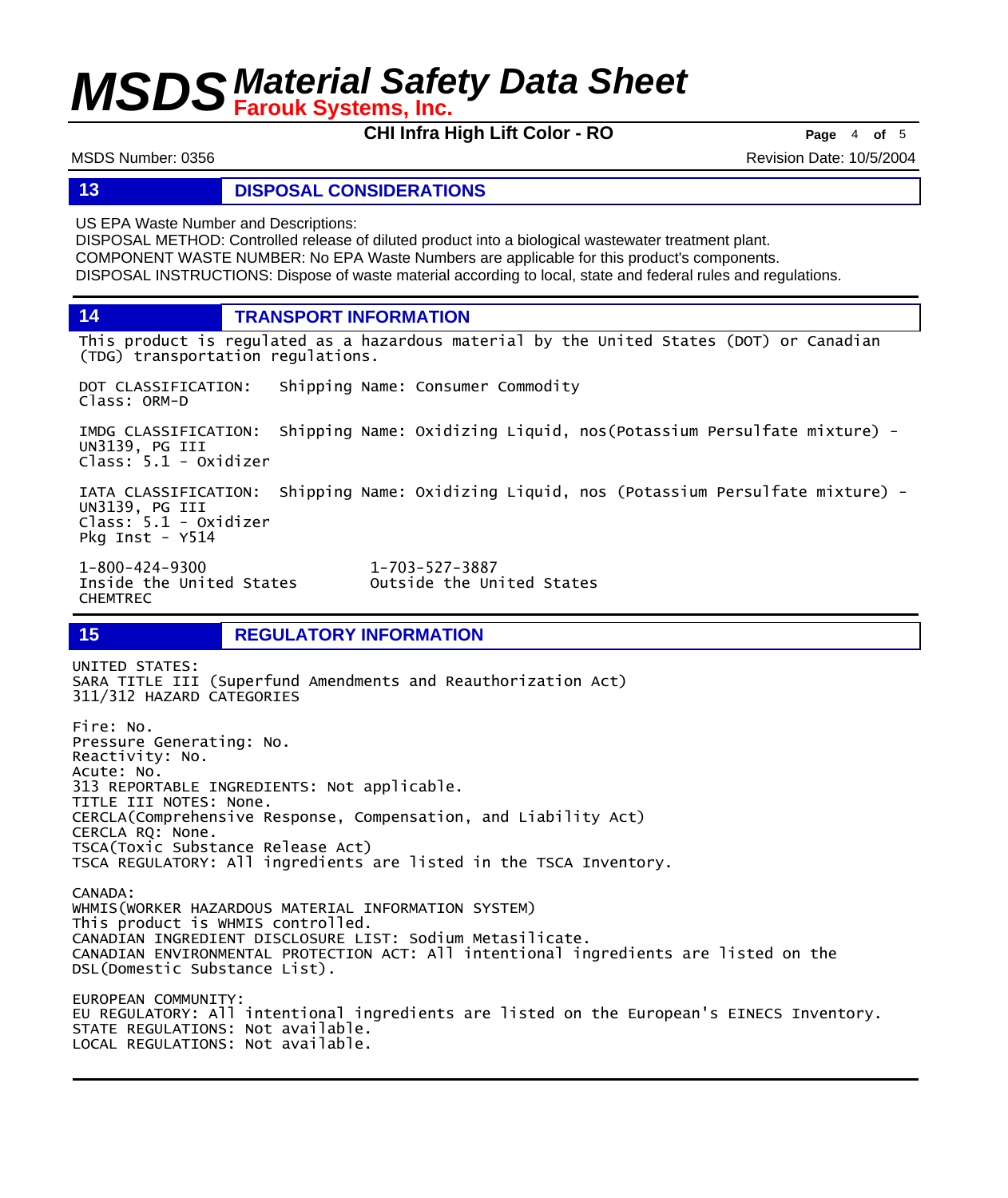## 13 DISPOSAL CONSIDERATIONS

US EPA Waste Number and Descriptions:
DISPOSAL METHOD: Controlled release of diluted product into a biological wastewater treatment plant.
COMPONENT WASTE NUMBER: No EPA Waste Numbers are applicable for this product's components.
DISPOSAL INSTRUCTIONS: Dispose of waste material according to local, state and federal rules and regulations.

## 14 TRANSPORT INFORMATION

This product is regulated as a hazardous material by the United States (DOT) or Canadian (TDG) transportation regulations.

DOT CLASSIFICATION: Shipping Name: Consumer Commodity
Class: ORM-D

IMDG CLASSIFICATION: Shipping Name: Oxidizing Liquid, nos(Potassium Persulfate mixture) - UN3139, PG III
Class: 5.1 - Oxidizer

IATA CLASSIFICATION: Shipping Name: Oxidizing Liquid, nos (Potassium Persulfate mixture) - UN3139, PG III
Class: 5.1 - Oxidizer
Pkg Inst - Y514

1-800-424-9300 Inside the United States
1-703-527-3887 Outside the United States
CHEMTREC

## 15 REGULATORY INFORMATION

UNITED STATES:
SARA TITLE III (Superfund Amendments and Reauthorization Act)
311/312 HAZARD CATEGORIES

Fire: No.
Pressure Generating: No.
Reactivity: No.
Acute: No.
313 REPORTABLE INGREDIENTS: Not applicable.
TITLE III NOTES: None.
CERCLA(Comprehensive Response, Compensation, and Liability Act)
CERCLA RQ: None.
TSCA(Toxic Substance Release Act)
TSCA REGULATORY: All ingredients are listed in the TSCA Inventory.

CANADA:
WHMIS(WORKER HAZARDOUS MATERIAL INFORMATION SYSTEM)
This product is WHMIS controlled.
CANADIAN INGREDIENT DISCLOSURE LIST: Sodium Metasilicate.
CANADIAN ENVIRONMENTAL PROTECTION ACT: All intentional ingredients are listed on the DSL(Domestic Substance List).

EUROPEAN COMMUNITY:
EU REGULATORY: All intentional ingredients are listed on the European's EINECS Inventory.
STATE REGULATIONS: Not available.
LOCAL REGULATIONS: Not available.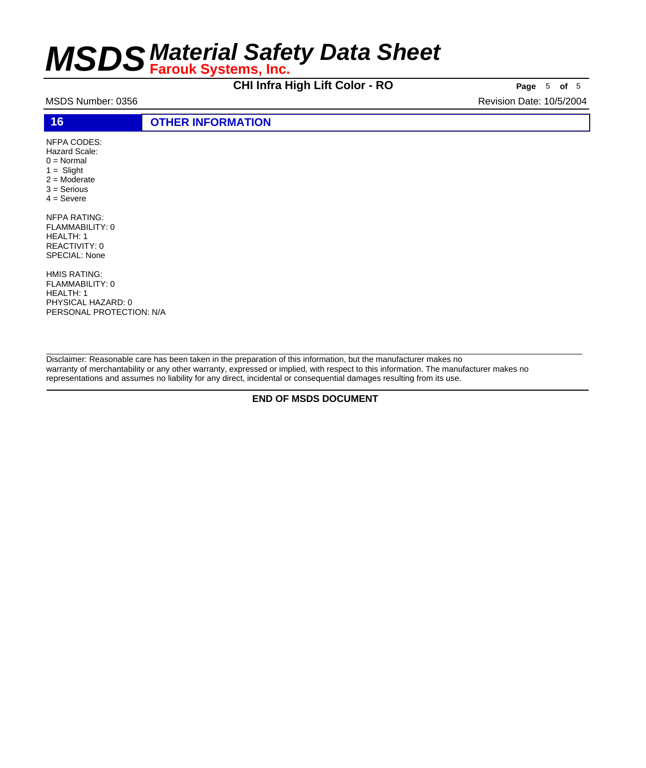## 16 OTHER INFORMATION

NFPA CODES:
Hazard Scale:
0 = Normal
1 = Slight
2 = Moderate
3 = Serious
4 = Severe

NFPA RATING:
FLAMMABILITY: 0
HEALTH: 1
REACTIVITY: 0
SPECIAL: None

HMIS RATING:
FLAMMABILITY: 0
HEALTH: 1
PHYSICAL HAZARD: 0
PERSONAL PROTECTION: N/A

---

Disclaimer: Reasonable care has been taken in the preparation of this information, but the manufacturer makes no warranty of merchantability or any other warranty, expressed or implied, with respect to this information. The manufacturer makes no representations and assumes no liability for any direct, incidental or consequential damages resulting from its use.

---

**END OF MSDS DOCUMENT**